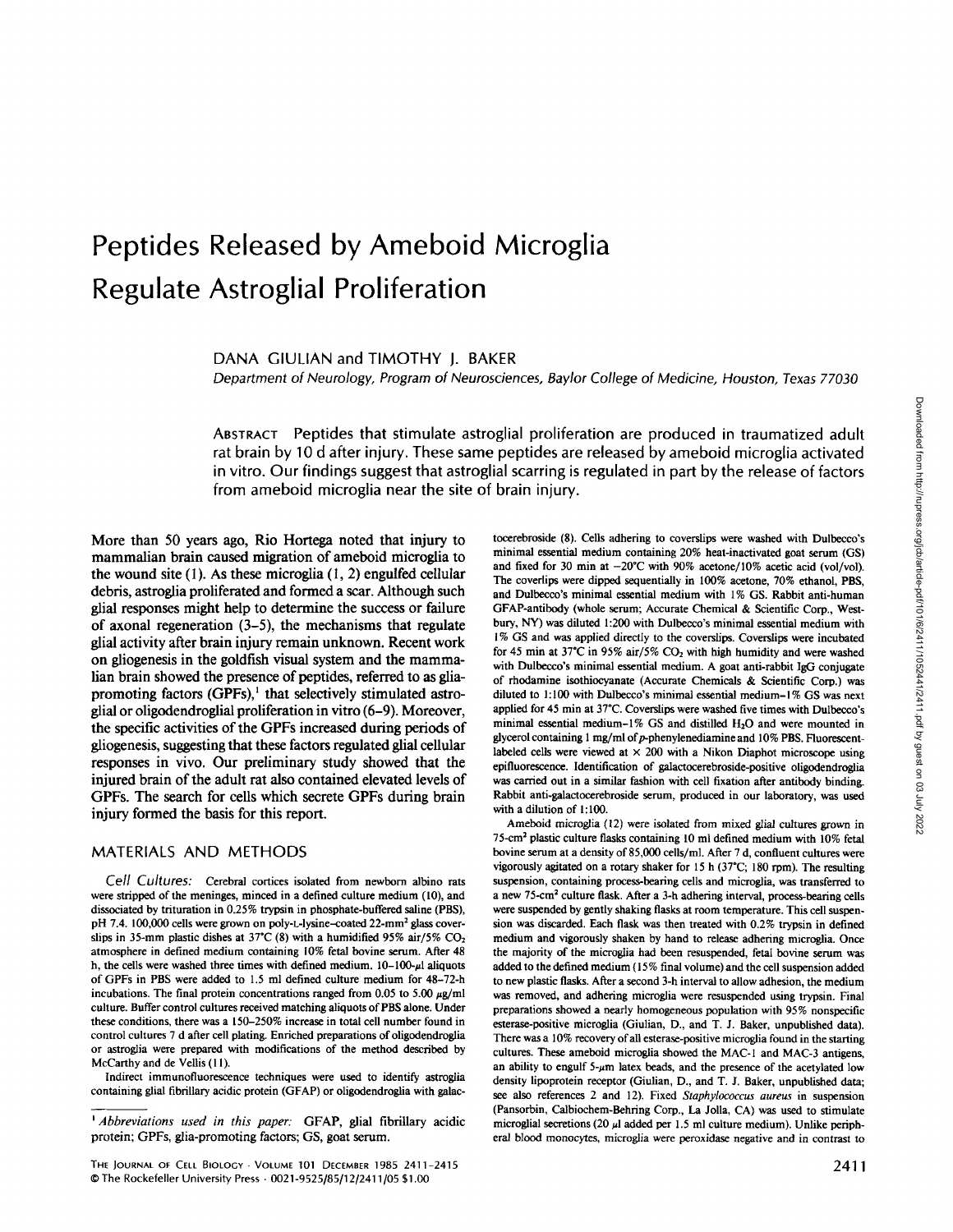# Peptides Released by Ameboid Microglia Regulate Astroglial Proliferation

DANA GIULIAN and TIMOTHY J. BAKER

*Department of Neurology, Program of Neurosciences, Baylor College of Medicine, Houston, Texas 77030*

ABSTRACT Peptides that stimulate astroglial proliferation are produced in traumatized adult rat brain by 10 d after injury. These same peptides are released by ameboid microglia activated in vitro. Our findings suggest that astroglial scarring is regulated in part by the release of factors from ameboid microglia near the site of brain injury.

More than 50 years ago, Rio Hortega noted that injury to mammalian brain caused migration of ameboid microglia to the wound site (1). As these microglia (1, 2) engulfed cellular debris, astroglia proliferated and formed a scar. Although such glial responses might help to determine the success or failure of axonal regeneration (3–5), the mechanisms that regulate glial activity after brain injury remain unknown. Recent work on gliogenesis in the goldfish visual system and the mammalian brain showed the presence of peptides, referred to as glia-promoting factors (GPFs),[1] that selectively stimulated astroglial or oligodendroglial proliferation in vitro (6–9). Moreover, the specific activities of the GPFs increased during periods of gliogenesis, suggesting that these factors regulated glial cellular responses in vivo. Our preliminary study showed that the injured brain of the adult rat also contained elevated levels of GPFs. The search for cells which secrete GPFs during brain injury formed the basis for this report.

## MATERIALS AND METHODS

*Cell Cultures:* Cerebral cortices isolated from newborn albino rats were stripped of the meninges, minced in a defined culture medium (10), and dissociated by trituration in 0.25% trypsin in phosphate-buffered saline (PBS), pH 7.4. 100,000 cells were grown on poly-L-lysine–coated 22-mm² glass coverslips in 35-mm plastic dishes at 37°C (8) with a humidified 95% air/5% $CO_2$ atmosphere in defined medium containing 10% fetal bovine serum. After 48 h, the cells were washed three times with defined medium. 10–100-µl aliquots of GPFs in PBS were added to 1.5 ml defined culture medium for 48–72-h incubations. The final protein concentrations ranged from 0.05 to 5.00 µg/ml culture. Buffer control cultures received matching aliquots of PBS alone. Under these conditions, there was a 150–250% increase in total cell number found in control cultures 7 d after cell plating. Enriched preparations of oligodendroglia or astroglia were prepared with modifications of the method described by McCarthy and de Vellis (11).

Indirect immunofluorescence techniques were used to identify astroglia containing glial fibrillary acidic protein (GFAP) or oligodendroglia with galactocerebroside (8). Cells adhering to coverslips were washed with Dulbecco's minimal essential medium containing 20% heat-inactivated goat serum (GS) and fixed for 30 min at −20°C with 90% acetone/10% acetic acid (vol/vol). The coverlips were dipped sequentially in 100% acetone, 70% ethanol, PBS, and Dulbecco's minimal essential medium with 1% GS. Rabbit anti-human GFAP-antibody (whole serum; Accurate Chemical & Scientific Corp., Westbury, NY) was diluted 1:200 with Dulbecco's minimal essential medium with 1% GS and was applied directly to the coverslips. Coverslips were incubated for 45 min at 37°C in 95% air/5% $CO_2$ with high humidity and were washed with Dulbecco's minimal essential medium. A goat anti-rabbit IgG conjugate of rhodamine isothiocyanate (Accurate Chemicals & Scientific Corp.) was diluted to 1:100 with Dulbecco's minimal essential medium–1% GS was next applied for 45 min at 37°C. Coverslips were washed five times with Dulbecco's minimal essential medium–1% GS and distilled $H_2O$ and were mounted in glycerol containing 1 mg/ml of *p*-phenylenediamine and 10% PBS. Fluorescent-labeled cells were viewed at × 200 with a Nikon Diaphot microscope using epifluorescence. Identification of galactocerebroside-positive oligodendroglia was carried out in a similar fashion with cell fixation after antibody binding. Rabbit anti-galactocerebroside serum, produced in our laboratory, was used with a dilution of 1:100.

Ameboid microglia (12) were isolated from mixed glial cultures grown in 75-cm² plastic culture flasks containing 10 ml defined medium with 10% fetal bovine serum at a density of 85,000 cells/ml. After 7 d, confluent cultures were vigorously agitated on a rotary shaker for 15 h (37°C; 180 rpm). The resulting suspension, containing process-bearing cells and microglia, was transferred to a new 75-cm² culture flask. After a 3-h adhering interval, process-bearing cells were suspended by gently shaking flasks at room temperature. This cell suspension was discarded. Each flask was then treated with 0.2% trypsin in defined medium and vigorously shaken by hand to release adhering microglia. Once the majority of the microglia had been resuspended, fetal bovine serum was added to the defined medium (15% final volume) and the cell suspension added to new plastic flasks. After a second 3-h interval to allow adhesion, the medium was removed, and adhering microglia were resuspended using trypsin. Final preparations showed a nearly homogeneous population with 95% nonspecific esterase-positive microglia (Giulian, D., and T. J. Baker, unpublished data). There was a 10% recovery of all esterase-positive microglia found in the starting cultures. These ameboid microglia showed the MAC-1 and MAC-3 antigens, an ability to engulf 5-µm latex beads, and the presence of the acetylated low density lipoprotein receptor (Giulian, D., and T. J. Baker, unpublished data; see also references 2 and 12). Fixed *Staphylococcus aureus* in suspension (Pansorbin, Calbiochem-Behring Corp., La Jolla, CA) was used to stimulate microglial secretions (20 µl added per 1.5 ml culture medium). Unlike peripheral blood monocytes, microglia were peroxidase negative and in contrast to

[1] *Abbreviations used in this paper:* GFAP, glial fibrillary acidic protein; GPFs, glia-promoting factors; GS, goat serum.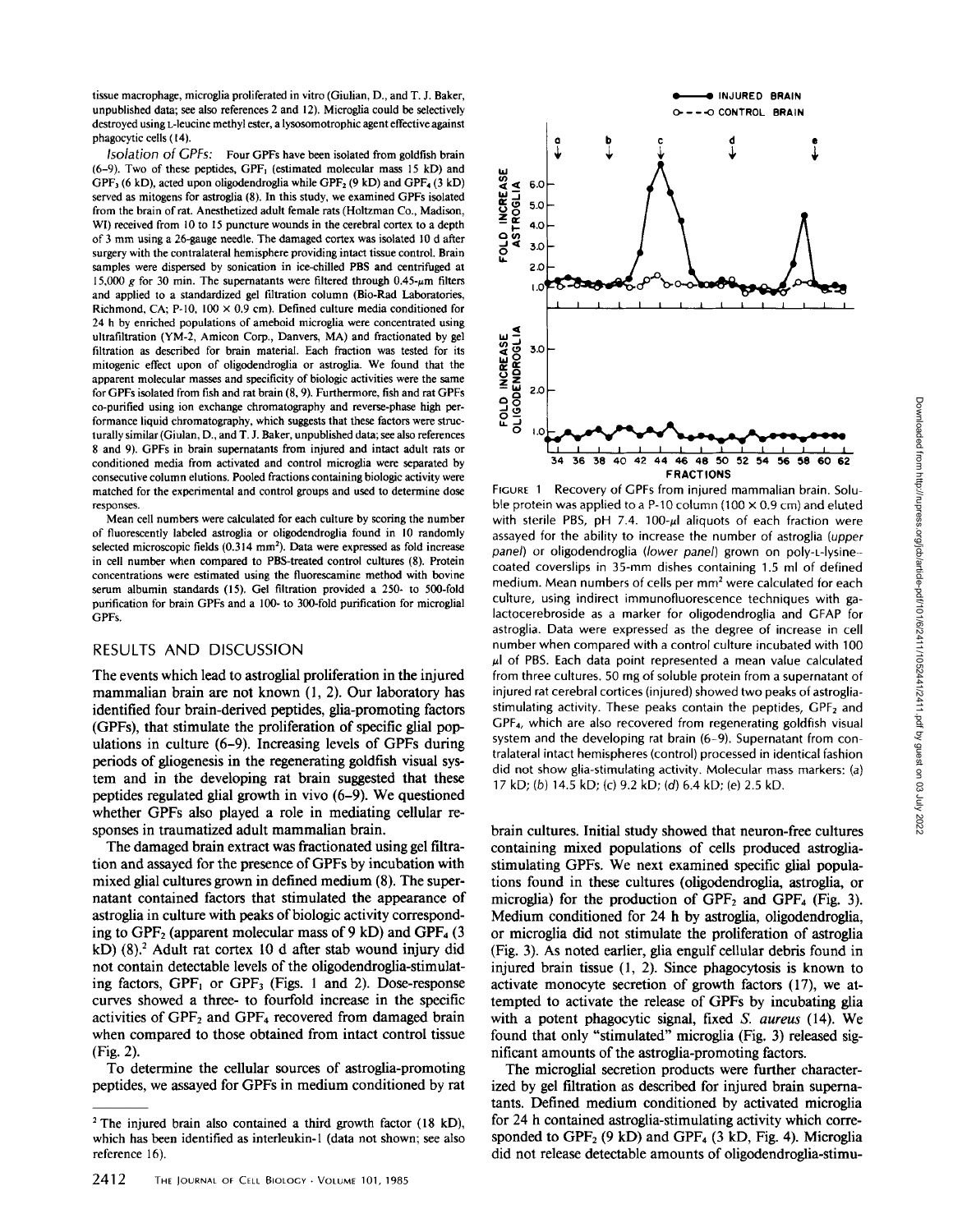tissue macrophage, microglia proliferated in vitro (Giulian, D., and T. J. Baker, unpublished data; see also references 2 and 12). Microglia could be selectively destroyed using L-leucine methyl ester, a lysosomotrophic agent effective against phagocytic cells (14).

*Isolation of GPFs:* Four GPFs have been isolated from goldfish brain (6–9). Two of these peptides, $GPF_1$ (estimated molecular mass 15 kD) and $GPF_3$ (6 kD), acted upon oligodendroglia while $GPF_2$ (9 kD) and $GPF_4$ (3 kD) served as mitogens for astroglia (8). In this study, we examined GPFs isolated from the brain of rat. Anesthetized adult female rats (Holtzman Co., Madison, WI) received from 10 to 15 puncture wounds in the cerebral cortex to a depth of 3 mm using a 26-gauge needle. The damaged cortex was isolated 10 d after surgery with the contralateral hemisphere providing intact tissue control. Brain samples were dispersed by sonication in ice-chilled PBS and centrifuged at 15,000 *g* for 30 min. The supernatants were filtered through 0.45-µm filters and applied to a standardized gel filtration column (Bio-Rad Laboratories, Richmond, CA; P-10, 100 × 0.9 cm). Defined culture media conditioned for 24 h by enriched populations of ameboid microglia were concentrated using ultrafiltration (YM-2, Amicon Corp., Danvers, MA) and fractionated by gel filtration as described for brain material. Each fraction was tested for its mitogenic effect upon of oligodendroglia or astroglia. We found that the apparent molecular masses and specificity of biologic activities were the same for GPFs isolated from fish and rat brain (8, 9). Furthermore, fish and rat GPFs co-purified using ion exchange chromatography and reverse-phase high performance liquid chromatography, which suggests that these factors were structurally similar (Giulan, D., and T. J. Baker, unpublished data; see also references 8 and 9). GPFs in brain supernatants from injured and intact adult rats or conditioned media from activated and control microglia were separated by consecutive column elutions. Pooled fractions containing biologic activity were matched for the experimental and control groups and used to determine dose responses.

Mean cell numbers were calculated for each culture by scoring the number of fluorescently labeled astroglia or oligodendroglia found in 10 randomly selected microscopic fields (0.314 mm²). Data were expressed as fold increase in cell number when compared to PBS-treated control cultures (8). Protein concentrations were estimated using the fluorescamine method with bovine serum albumin standards (15). Gel filtration provided a 250- to 500-fold purification for brain GPFs and a 100- to 300-fold purification for microglial GPFs.

## RESULTS AND DISCUSSION

The events which lead to astroglial proliferation in the injured mammalian brain are not known (1, 2). Our laboratory has identified four brain-derived peptides, glia-promoting factors (GPFs), that stimulate the proliferation of specific glial populations in culture (6–9). Increasing levels of GPFs during periods of gliogenesis in the regenerating goldfish visual system and in the developing rat brain suggested that these peptides regulated glial growth in vivo (6–9). We questioned whether GPFs also played a role in mediating cellular responses in traumatized adult mammalian brain.

The damaged brain extract was fractionated using gel filtration and assayed for the presence of GPFs by incubation with mixed glial cultures grown in defined medium (8). The supernatant contained factors that stimulated the appearance of astroglia in culture with peaks of biologic activity corresponding to $GPF_2$ (apparent molecular mass of 9 kD) and $GPF_4$ (3 kD) (8).[2] Adult rat cortex 10 d after stab wound injury did not contain detectable levels of the oligodendroglia-stimulating factors, $GPF_1$ or $GPF_3$ (Figs. 1 and 2). Dose-response curves showed a three- to fourfold increase in the specific activities of $GPF_2$ and $GPF_4$ recovered from damaged brain when compared to those obtained from intact control tissue (Fig. 2).

To determine the cellular sources of astroglia-promoting peptides, we assayed for GPFs in medium conditioned by rat brain cultures. Initial study showed that neuron-free cultures containing mixed populations of cells produced astroglia-stimulating GPFs. We next examined specific glial populations found in these cultures (oligodendroglia, astroglia, or microglia) for the production of $GPF_2$ and $GPF_4$ (Fig. 3). Medium conditioned for 24 h by astroglia, oligodendroglia, or microglia did not stimulate the proliferation of astroglia (Fig. 3). As noted earlier, glia engulf cellular debris found in injured brain tissue (1, 2). Since phagocytosis is known to activate monocyte secretion of growth factors (17), we attempted to activate the release of GPFs by incubating glia with a potent phagocytic signal, fixed *S. aureus* (14). We found that only "stimulated" microglia (Fig. 3) released significant amounts of the astroglia-promoting factors.

The microglial secretion products were further characterized by gel filtration as described for injured brain supernatants. Defined medium conditioned by activated microglia for 24 h contained astroglia-stimulating activity which corresponded to $GPF_2$ (9 kD) and $GPF_4$ (3 kD, Fig. 4). Microglia did not release detectable amounts of oligodendroglia-stimu-

FIGURE 1 Recovery of GPFs from injured mammalian brain. Soluble protein was applied to a P-10 column (100 × 0.9 cm) and eluted with sterile PBS, pH 7.4. 100-µl aliquots of each fraction were assayed for the ability to increase the number of astroglia (*upper panel*) or oligodendroglia (*lower panel*) grown on poly-L-lysine–coated coverslips in 35-mm dishes containing 1.5 ml of defined medium. Mean numbers of cells per mm² were calculated for each culture, using indirect immunofluorescence techniques with galactocerebroside as a marker for oligodendroglia and GFAP for astroglia. Data were expressed as the degree of increase in cell number when compared with a control culture incubated with 100 µl of PBS. Each data point represented a mean value calculated from three cultures. 50 mg of soluble protein from a supernatant of injured rat cerebral cortices (injured) showed two peaks of astroglia-stimulating activity. These peaks contain the peptides, $GPF_2$ and $GPF_4$, which are also recovered from regenerating goldfish visual system and the developing rat brain (6–9). Supernatant from contralateral intact hemispheres (control) processed in identical fashion did not show glia-stimulating activity. Molecular mass markers: (*a*) 17 kD; (*b*) 14.5 kD; (*c*) 9.2 kD; (*d*) 6.4 kD; (*e*) 2.5 kD.

[2] The injured brain also contained a third growth factor (18 kD), which has been identified as interleukin-1 (data not shown; see also reference 16).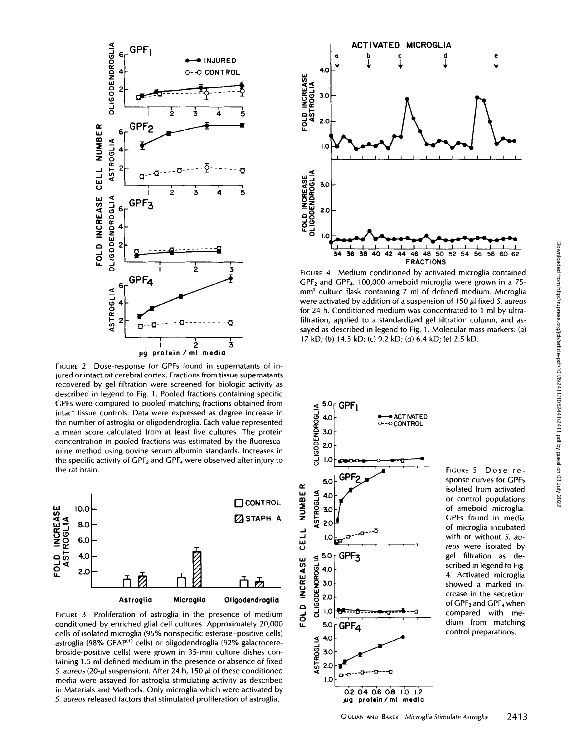FIGURE 2 Dose-response for GPFs found in supernatants of injured or intact rat cerebral cortex. Fractions from tissue supernatants recovered by gel filtration were screened for biologic activity as described in legend to Fig. 1. Pooled fractions containing specific GPFs were compared to pooled matching fractions obtained from intact tissue controls. Data were expressed as degree increase in the number of astroglia or oligodendroglia. Each value represented a mean score calculated from at least five cultures. The protein concentration in pooled fractions was estimated by the fluorescamine method using bovine serum albumin standards. Increases in the specific activity of $GPF_2$ and $GPF_4$ were observed after injury to the rat brain.

FIGURE 3 Proliferation of astroglia in the presence of medium conditioned by enriched glial cell cultures. Approximately 20,000 cells of isolated microglia (95% nonspecific esterase–positive cells) astroglia (98% $GFAP^{(+)}$ cells) or oligodendroglia (92% galactocerebroside-positive cells) were grown in 35-mm culture dishes containing 1.5 ml defined medium in the presence or absence of fixed *S. aureus* (20-μl suspension). After 24 h, 150 μl of these conditioned media were assayed for astroglia-stimulating activity as described in Materials and Methods. Only microglia which were activated by *S. aureus* released factors that stimulated proliferation of astroglia.

FIGURE 4 Medium conditioned by activated microglia contained $GPF_2$ and $GPF_4$. 100,000 ameboid microglia were grown in a 75-$mm^2$ culture flask containing 7 ml of defined medium. Microglia were activated by addition of a suspension of 150 μl fixed *S. aureus* for 24 h. Conditioned medium was concentrated to 1 ml by ultrafiltration, applied to a standardized gel filtration column, and assayed as described in legend to Fig. 1. Molecular mass markers: (a) 17 kD; (b) 14.5 kD; (c) 9.2 kD; (d) 6.4 kD; (e) 2.5 kD.

FIGURE 5 Dose-response curves for GPFs isolated from activated or control populations of ameboid microglia. GPFs found in media of microglia incubated with or without *S. aureus* were isolated by gel filtration as described in legend to Fig. 4. Activated microglia showed a marked increase in the secretion of $GPF_2$ and $GPF_4$ when compared with medium from matching control preparations.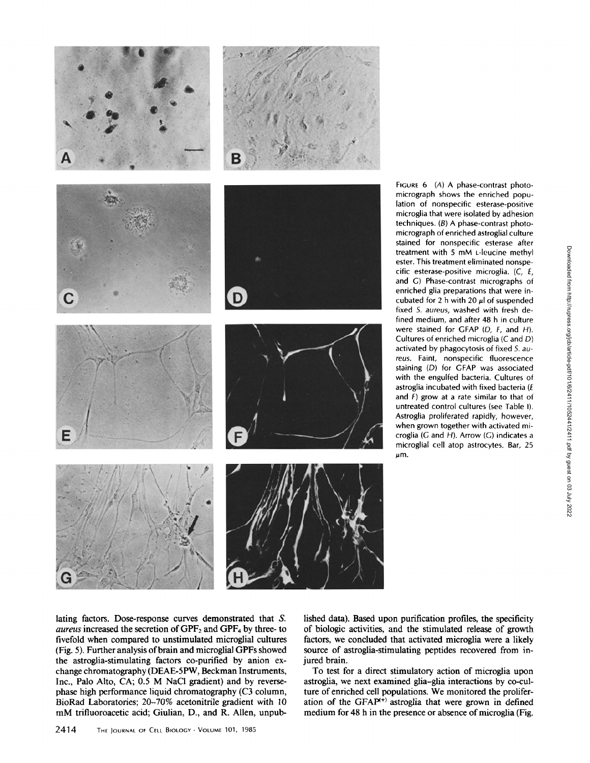FIGURE 6 (A) A phase-contrast photomicrograph shows the enriched population of nonspecific esterase-positive microglia that were isolated by adhesion techniques. (B) A phase-contrast photomicrograph of enriched astroglial culture stained for nonspecific esterase after treatment with 5 mM L-leucine methyl ester. This treatment eliminated nonspecific esterase-positive microglia. (C, E, and G) Phase-contrast micrographs of enriched glia preparations that were incubated for 2 h with 20 μl of suspended fixed *S. aureus*, washed with fresh defined medium, and after 48 h in culture were stained for GFAP (D, F, and H). Cultures of enriched microglia (C and D) activated by phagocytosis of fixed *S. aureus*. Faint, nonspecific fluorescence staining (D) for GFAP was associated with the engulfed bacteria. Cultures of astroglia incubated with fixed bacteria (E and F) grow at a rate similar to that of untreated control cultures (see Table I). Astroglia proliferated rapidly, however, when grown together with activated microglia (G and H). Arrow (G) indicates a microglial cell atop astrocytes. Bar, 25 μm.

lating factors. Dose-response curves demonstrated that *S. aureus* increased the secretion of $GPF_2$ and $GPF_4$ by three- to fivefold when compared to unstimulated microglial cultures (Fig. 5). Further analysis of brain and microglial GPFs showed the astroglia-stimulating factors co-purified by anion exchange chromatography (DEAE-5PW, Beckman Instruments, Inc., Palo Alto, CA; 0.5 M NaCl gradient) and by reverse-phase high performance liquid chromatography (C3 column, BioRad Laboratories; 20–70% acetonitrile gradient with 10 mM trifluoroacetic acid; Giulian, D., and R. Allen, unpublished data). Based upon purification profiles, the specificity of biologic activities, and the stimulated release of growth factors, we concluded that activated microglia were a likely source of astroglia-stimulating peptides recovered from injured brain.

To test for a direct stimulatory action of microglia upon astroglia, we next examined glia–glia interactions by co-culture of enriched cell populations. We monitored the proliferation of the $GFAP^{(+)}$ astroglia that were grown in defined medium for 48 h in the presence or absence of microglia (Fig.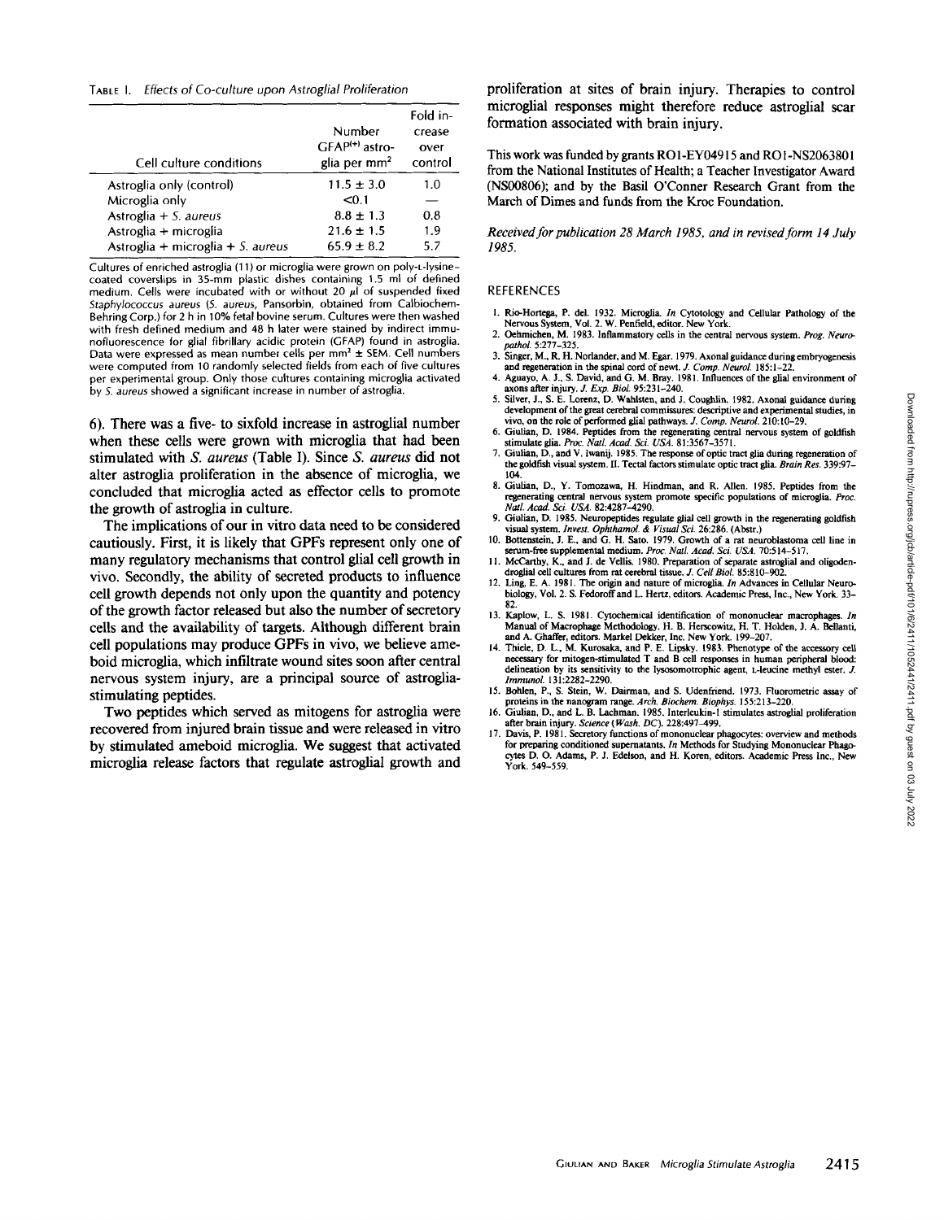TABLE I. *Effects of Co-culture upon Astroglial Proliferation*

| Cell culture conditions | Number GFAP[(+)] astroglia per mm² | Fold increase over control |
|---|---|---|
| Astroglia only (control) | 11.5 ± 3.0 | 1.0 |
| Microglia only | <0.1 | — |
| Astroglia + *S. aureus* | 8.8 ± 1.3 | 0.8 |
| Astroglia + microglia | 21.6 ± 1.5 | 1.9 |
| Astroglia + microglia + *S. aureus* | 65.9 ± 8.2 | 5.7 |

Cultures of enriched astroglia (11) or microglia were grown on poly-L-lysine-coated coverslips in 35-mm plastic dishes containing 1.5 ml of defined medium. Cells were incubated with or without 20 μl of suspended fixed *Staphylococcus aureus* (*S. aureus*, Pansorbin, obtained from Calbiochem-Behring Corp.) for 2 h in 10% fetal bovine serum. Cultures were then washed with fresh defined medium and 48 h later were stained by indirect immunofluorescence for glial fibrillary acidic protein (GFAP) found in astroglia. Data were expressed as mean number cells per mm² ± SEM. Cell numbers were computed from 10 randomly selected fields from each of five cultures per experimental group. Only those cultures containing microglia activated by *S. aureus* showed a significant increase in number of astroglia.

6). There was a five- to sixfold increase in astroglial number when these cells were grown with microglia that had been stimulated with *S. aureus* (Table I). Since *S. aureus* did not alter astroglia proliferation in the absence of microglia, we concluded that microglia acted as effector cells to promote the growth of astroglia in culture.

The implications of our in vitro data need to be considered cautiously. First, it is likely that GPFs represent only one of many regulatory mechanisms that control glial cell growth in vivo. Secondly, the ability of secreted products to influence cell growth depends not only upon the quantity and potency of the growth factor released but also the number of secretory cells and the availability of targets. Although different brain cell populations may produce GPFs in vivo, we believe ameboid microglia, which infiltrate wound sites soon after central nervous system injury, are a principal source of astroglia-stimulating peptides.

Two peptides which served as mitogens for astroglia were recovered from injured brain tissue and were released in vitro by stimulated ameboid microglia. We suggest that activated microglia release factors that regulate astroglial growth and proliferation at sites of brain injury. Therapies to control microglial responses might therefore reduce astroglial scar formation associated with brain injury.

This work was funded by grants RO1-EY04915 and RO1-NS2063801 from the National Institutes of Health; a Teacher Investigator Award (NS00806); and by the Basil O'Conner Research Grant from the March of Dimes and funds from the Kroc Foundation.

*Received for publication 28 March 1985, and in revised form 14 July 1985.*

## REFERENCES

1. Rio-Hortega, P. del. 1932. Microglia. *In* Cytotology and Cellular Pathology of the Nervous System, Vol. 2. W. Penfield, editor. New York.
2. Oehmichen, M. 1983. Inflammatory cells in the central nervous system. *Prog. Neuropathol.* 5:277–325.
3. Singer, M., R. H. Norlander, and M. Egar. 1979. Axonal guidance during embryogenesis and regeneration in the spinal cord of newt. *J. Comp. Neurol.* 185:1–22.
4. Aguayo, A. J., S. David, and G. M. Bray. 1981. Influences of the glial environment of axons after injury. *J. Exp. Biol.* 95:231–240.
5. Silver, J., S. E. Lorenz, D. Wahlsten, and J. Coughlin. 1982. Axonal guidance during development of the great cerebral commissures: descriptive and experimental studies, in vivo, on the role of performed glial pathways. *J. Comp. Neurol.* 210:10–29.
6. Giulian, D. 1984. Peptides from the regenerating central nervous system of goldfish stimulate glia. *Proc. Natl. Acad. Sci. USA.* 81:3567–3571.
7. Giulian, D., and V. Iwanij. 1985. The response of optic tract glia during regeneration of the goldfish visual system. II. Tectal factors stimulate optic tract glia. *Brain Res.* 339:97–104.
8. Giulian, D., Y. Tomozawa, H. Hindman, and R. Allen. 1985. Peptides from the regenerating central nervous system promote specific populations of microglia. *Proc. Natl. Acad. Sci. USA.* 82:4287–4290.
9. Giulian, D. 1985. Neuropeptides regulate glial cell growth in the regenerating goldfish visual system. *Invest. Ophthamol. & Visual Sci.* 26:286. (Abstr.)
10. Bottenstein, J. E., and G. H. Sato. 1979. Growth of a rat neuroblastoma cell line in serum-free supplemental medium. *Proc. Natl. Acad. Sci. USA.* 70:514–517.
11. McCarthy, K., and J. de Vellis. 1980. Preparation of separate astroglial and oligodendroglial cell cultures from rat cerebral tissue. *J. Cell Biol.* 85:810–902.
12. Ling, E. A. 1981. The origin and nature of microglia. *In* Advances in Cellular Neurobiology, Vol. 2. S. Fedoroff and L. Hertz, editors. Academic Press, Inc., New York. 33–82.
13. Kaplow, L. S. 1981. Cytochemical identification of mononuclear macrophages. *In* Manual of Macrophage Methodology. H. B. Herscowitz, H. T. Holden, J. A. Bellanti, and A. Ghaffer, editors. Markel Dekker, Inc. New York. 199–207.
14. Thiele, D. L., M. Kurosaka, and P. E. Lipsky. 1983. Phenotype of the accessory cell necessary for mitogen-stimulated T and B cell responses in human peripheral blood: delineation by its sensitivity to the lysosomotrophic agent, L-leucine methyl ester. *J. Immunol.* 131:2282–2290.
15. Bohlen, P., S. Stein, W. Dairman, and S. Udenfriend. 1973. Fluorometric assay of proteins in the nanogram range. *Arch. Biochem. Biophys.* 155:213–220.
16. Giulian, D., and L. B. Lachman. 1985. Interleukin-1 stimulates astroglial proliferation after brain injury. *Science (Wash. DC).* 228:497–499.
17. Davis, P. 1981. Secretory functions of mononuclear phagocytes: overview and methods for preparing conditioned supernatants. *In* Methods for Studying Mononuclear Phagocytes D. O. Adams, P. J. Edelson, and H. Koren, editors. Academic Press Inc., New York. 549–559.